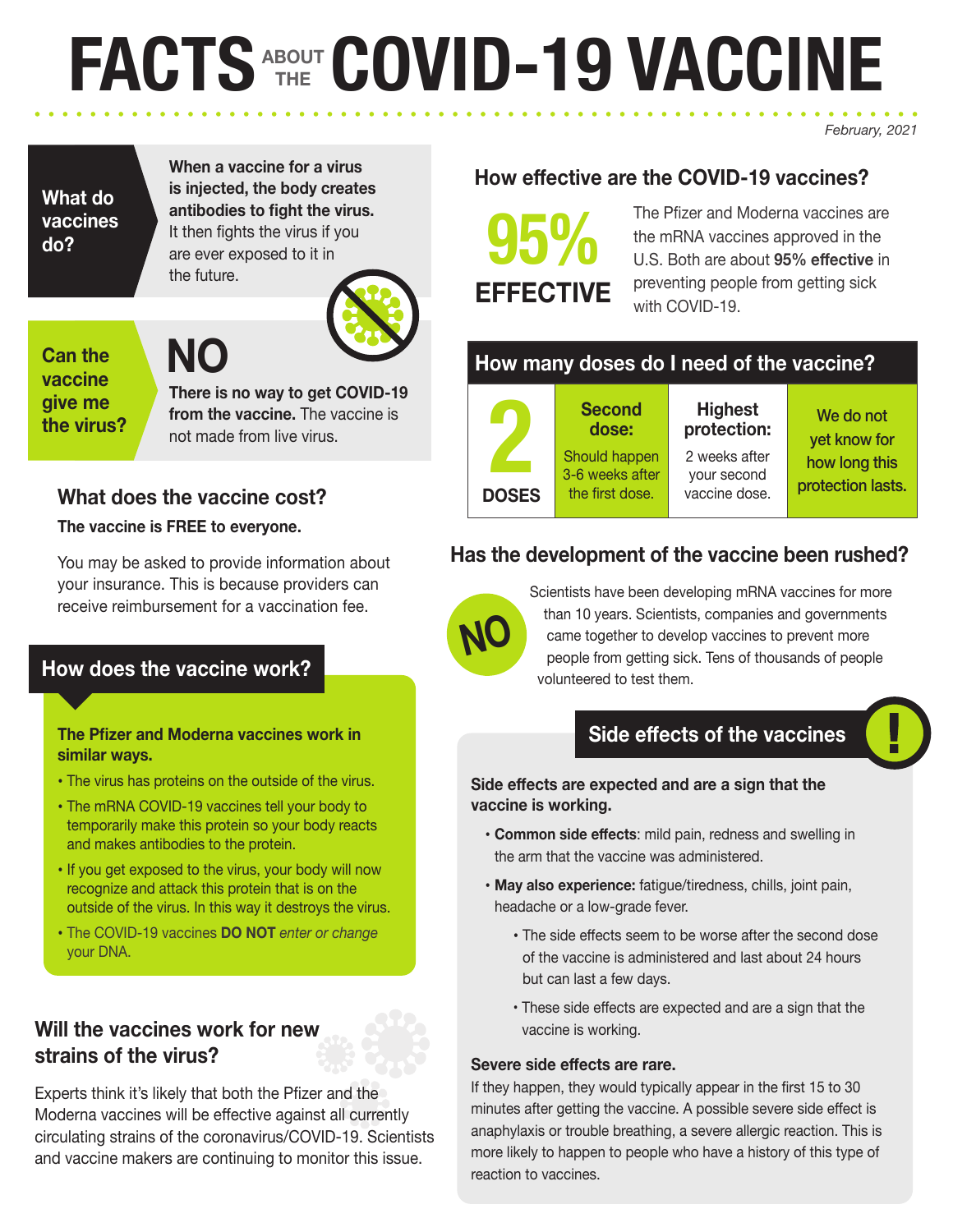# FACTS ABOUT THE COVID-19 VACCINE

*February, 2021*

## What do vaccines do?

**When a vaccine for a virus is injected, the body creates antibodies to fight the virus.** It then fights the virus if you are ever exposed to it in the future.

## Can the vaccine give me the virus?

**NO**

**There is no way to get COVID-19 from the vaccine.** The vaccine is not made from live virus.

## What does the vaccine cost?

**The vaccine is FREE to everyone.**

You may be asked to provide information about your insurance. This is because providers can receive reimbursement for a vaccination fee.

## How does the vaccine work?

**The Pfizer and Moderna vaccines work in similar ways.**

- The virus has proteins on the outside of the virus.
- The mRNA COVID-19 vaccines tell your body to temporarily make this protein so your body reacts and makes antibodies to the protein.
- If you get exposed to the virus, your body will now recognize and attack this protein that is on the outside of the virus. In this way it destroys the virus.
- The COVID-19 vaccines **DO NOT** *enter or change* your DNA.

## Will the vaccines work for new strains of the virus?

Experts think it's likely that both the Pfizer and the Moderna vaccines will be effective against all currently circulating strains of the coronavirus/COVID-19. Scientists and vaccine makers are continuing to monitor this issue.

## How effective are the COVID-19 vaccines?

**95% EFFECTIVE**

The Pfizer and Moderna vaccines are the mRNA vaccines approved in the U.S. Both are about **95% effective** in preventing people from getting sick with COVID-19.

## How many doses do I need of the vaccine?

| 2 DOSES | Second dose: | Highest protection: | We do not yet know for how long this protection lasts. |
|---|---|---|---|
| | Should happen 3-6 weeks after the first dose. | 2 weeks after your second vaccine dose. | |

## Has the development of the vaccine been rushed?

**NO**

Scientists have been developing mRNA vaccines for more than 10 years. Scientists, companies and governments came together to develop vaccines to prevent more people from getting sick. Tens of thousands of people volunteered to test them.

## Side effects of the vaccines

**Side effects are expected and are a sign that the vaccine is working.**

- **Common side effects**: mild pain, redness and swelling in the arm that the vaccine was administered.
- **May also experience:** fatigue/tiredness, chills, joint pain, headache or a low-grade fever.
  - The side effects seem to be worse after the second dose of the vaccine is administered and last about 24 hours but can last a few days.
  - These side effects are expected and are a sign that the vaccine is working.

**Severe side effects are rare.**

If they happen, they would typically appear in the first 15 to 30 minutes after getting the vaccine. A possible severe side effect is anaphylaxis or trouble breathing, a severe allergic reaction. This is more likely to happen to people who have a history of this type of reaction to vaccines.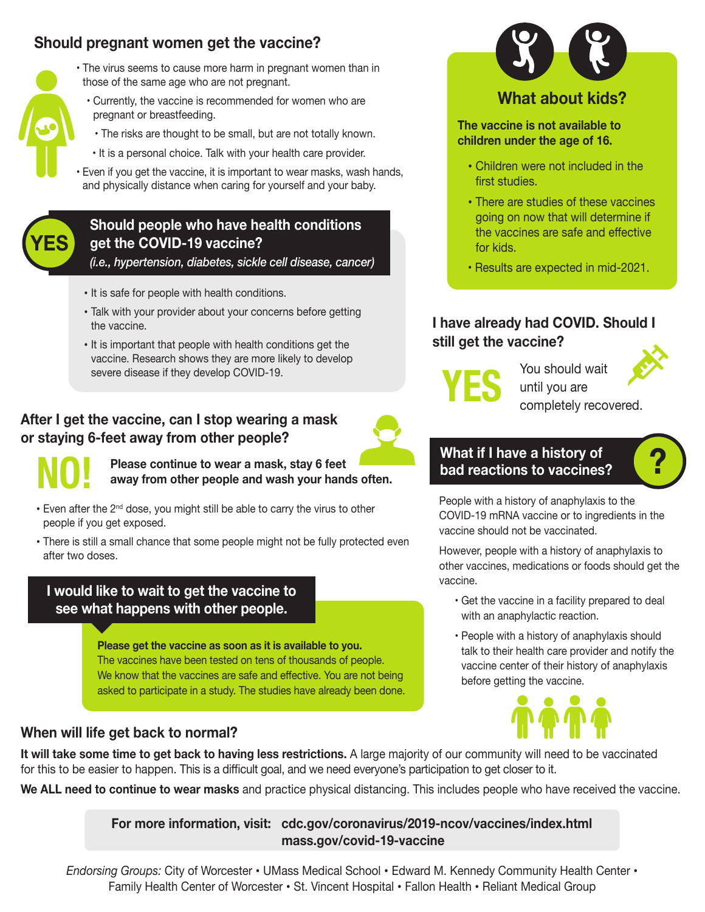## Should pregnant women get the vaccine?

- The virus seems to cause more harm in pregnant women than in those of the same age who are not pregnant.
- Currently, the vaccine is recommended for women who are pregnant or breastfeeding.
- The risks are thought to be small, but are not totally known.
- It is a personal choice. Talk with your health care provider.
- Even if you get the vaccine, it is important to wear masks, wash hands, and physically distance when caring for yourself and your baby.

## YES — Should people who have health conditions get the COVID-19 vaccine?

*(i.e., hypertension, diabetes, sickle cell disease, cancer)*

- It is safe for people with health conditions.
- Talk with your provider about your concerns before getting the vaccine.
- It is important that people with health conditions get the vaccine. Research shows they are more likely to develop severe disease if they develop COVID-19.

## After I get the vaccine, can I stop wearing a mask or staying 6-feet away from other people?

**NO!** **Please continue to wear a mask, stay 6 feet away from other people and wash your hands often.**

- Even after the 2nd dose, you might still be able to carry the virus to other people if you get exposed.
- There is still a small chance that some people might not be fully protected even after two doses.

## I would like to wait to get the vaccine to see what happens with other people.

**Please get the vaccine as soon as it is available to you.** The vaccines have been tested on tens of thousands of people. We know that the vaccines are safe and effective. You are not being asked to participate in a study. The studies have already been done.

## What about kids?

**The vaccine is not available to children under the age of 16.**

- Children were not included in the first studies.
- There are studies of these vaccines going on now that will determine if the vaccines are safe and effective for kids.
- Results are expected in mid-2021.

## I have already had COVID. Should I still get the vaccine?

**YES** You should wait until you are completely recovered.

## What if I have a history of bad reactions to vaccines?

People with a history of anaphylaxis to the COVID-19 mRNA vaccine or to ingredients in the vaccine should not be vaccinated.

However, people with a history of anaphylaxis to other vaccines, medications or foods should get the vaccine.

- Get the vaccine in a facility prepared to deal with an anaphylactic reaction.
- People with a history of anaphylaxis should talk to their health care provider and notify the vaccine center of their history of anaphylaxis before getting the vaccine.

## When will life get back to normal?

**It will take some time to get back to having less restrictions.** A large majority of our community will need to be vaccinated for this to be easier to happen. This is a difficult goal, and we need everyone's participation to get closer to it.

**We ALL need to continue to wear masks** and practice physical distancing. This includes people who have received the vaccine.

**For more information, visit: cdc.gov/coronavirus/2019-ncov/vaccines/index.html**
**mass.gov/covid-19-vaccine**

*Endorsing Groups:* City of Worcester • UMass Medical School • Edward M. Kennedy Community Health Center • Family Health Center of Worcester • St. Vincent Hospital • Fallon Health • Reliant Medical Group